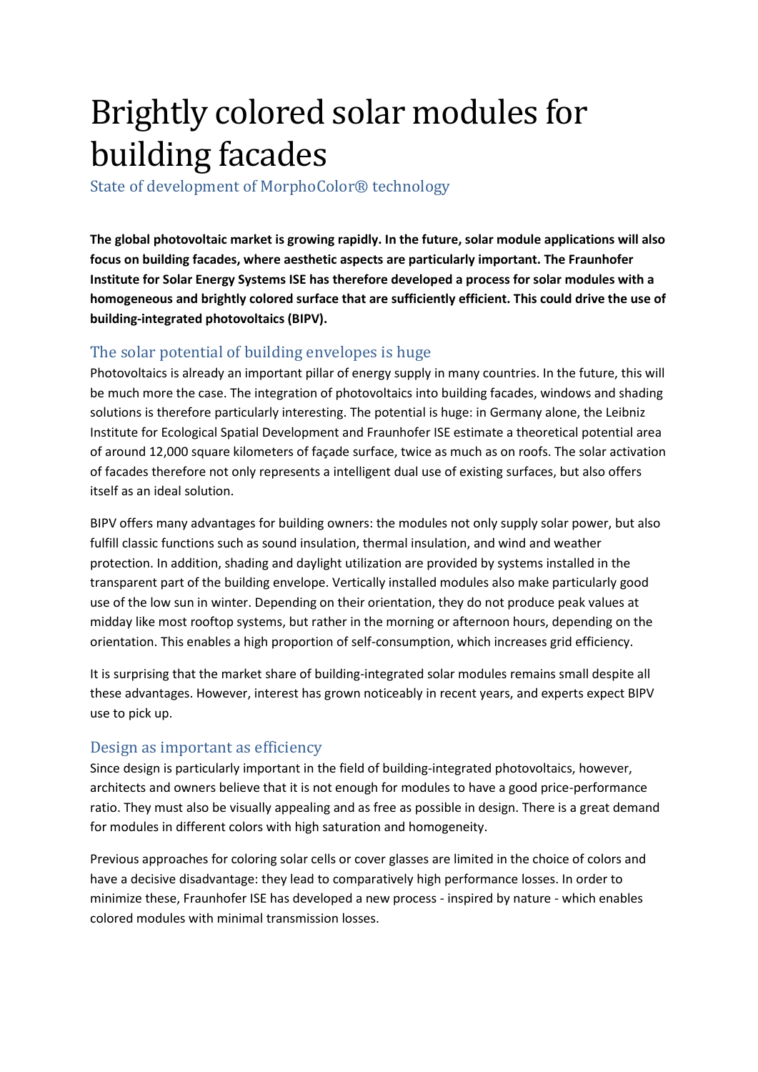# Brightly colored solar modules for building facades

State of development of MorphoColor® technology

**The global photovoltaic market is growing rapidly. In the future, solar module applications will also focus on building facades, where aesthetic aspects are particularly important. The Fraunhofer Institute for Solar Energy Systems ISE has therefore developed a process for solar modules with a homogeneous and brightly colored surface that are sufficiently efficient. This could drive the use of building-integrated photovoltaics (BIPV).**

## The solar potential of building envelopes is huge

Photovoltaics is already an important pillar of energy supply in many countries. In the future, this will be much more the case. The integration of photovoltaics into building facades, windows and shading solutions is therefore particularly interesting. The potential is huge: in Germany alone, the Leibniz Institute for Ecological Spatial Development and Fraunhofer ISE estimate a theoretical potential area of around 12,000 square kilometers of façade surface, twice as much as on roofs. The solar activation of facades therefore not only represents a intelligent dual use of existing surfaces, but also offers itself as an ideal solution.

BIPV offers many advantages for building owners: the modules not only supply solar power, but also fulfill classic functions such as sound insulation, thermal insulation, and wind and weather protection. In addition, shading and daylight utilization are provided by systems installed in the transparent part of the building envelope. Vertically installed modules also make particularly good use of the low sun in winter. Depending on their orientation, they do not produce peak values at midday like most rooftop systems, but rather in the morning or afternoon hours, depending on the orientation. This enables a high proportion of self-consumption, which increases grid efficiency.

It is surprising that the market share of building-integrated solar modules remains small despite all these advantages. However, interest has grown noticeably in recent years, and experts expect BIPV use to pick up.

## Design as important as efficiency

Since design is particularly important in the field of building-integrated photovoltaics, however, architects and owners believe that it is not enough for modules to have a good price-performance ratio. They must also be visually appealing and as free as possible in design. There is a great demand for modules in different colors with high saturation and homogeneity.

Previous approaches for coloring solar cells or cover glasses are limited in the choice of colors and have a decisive disadvantage: they lead to comparatively high performance losses. In order to minimize these, Fraunhofer ISE has developed a new process - inspired by nature - which enables colored modules with minimal transmission losses.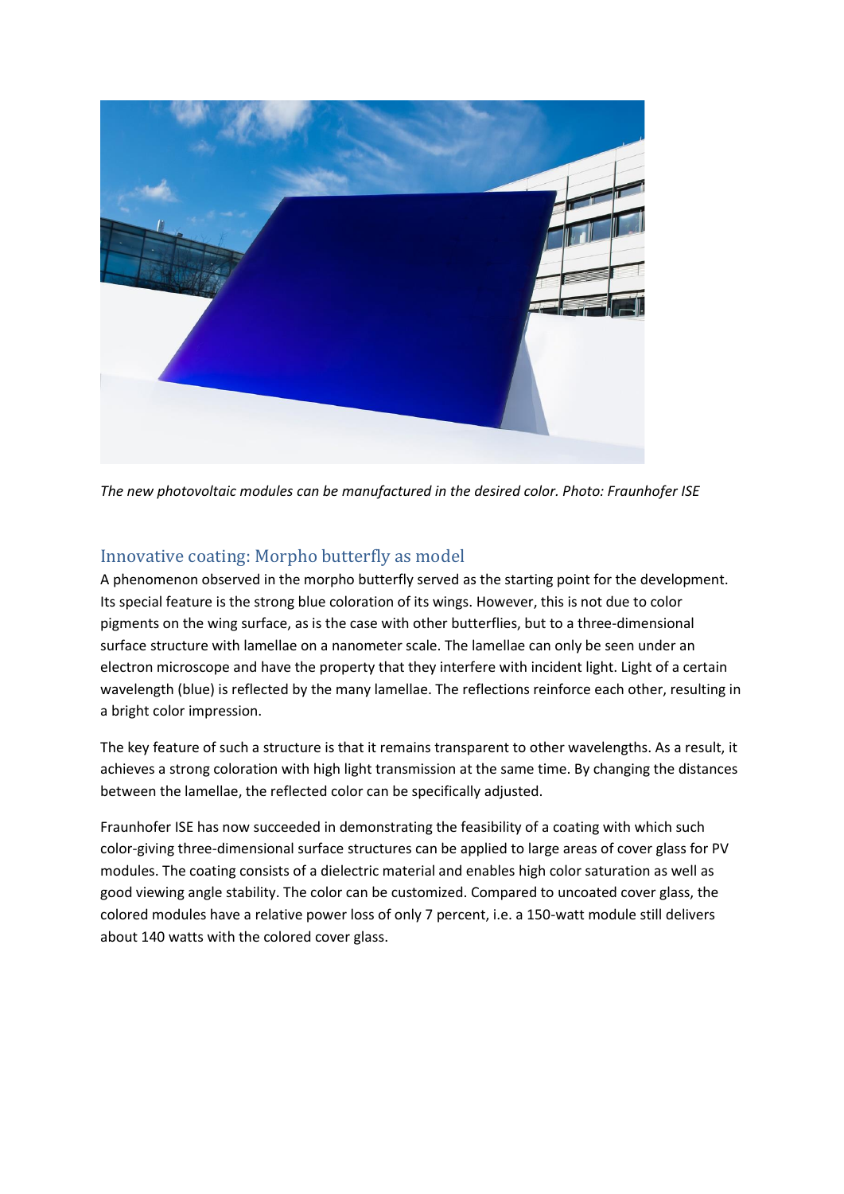*The new photovoltaic modules can be manufactured in the desired color. Photo: Fraunhofer ISE*

## Innovative coating: Morpho butterfly as model

A phenomenon observed in the morpho butterfly served as the starting point for the development. Its special feature is the strong blue coloration of its wings. However, this is not due to color pigments on the wing surface, as is the case with other butterflies, but to a three-dimensional surface structure with lamellae on a nanometer scale. The lamellae can only be seen under an electron microscope and have the property that they interfere with incident light. Light of a certain wavelength (blue) is reflected by the many lamellae. The reflections reinforce each other, resulting in a bright color impression.

The key feature of such a structure is that it remains transparent to other wavelengths. As a result, it achieves a strong coloration with high light transmission at the same time. By changing the distances between the lamellae, the reflected color can be specifically adjusted.

Fraunhofer ISE has now succeeded in demonstrating the feasibility of a coating with which such color-giving three-dimensional surface structures can be applied to large areas of cover glass for PV modules. The coating consists of a dielectric material and enables high color saturation as well as good viewing angle stability. The color can be customized. Compared to uncoated cover glass, the colored modules have a relative power loss of only 7 percent, i.e. a 150-watt module still delivers about 140 watts with the colored cover glass.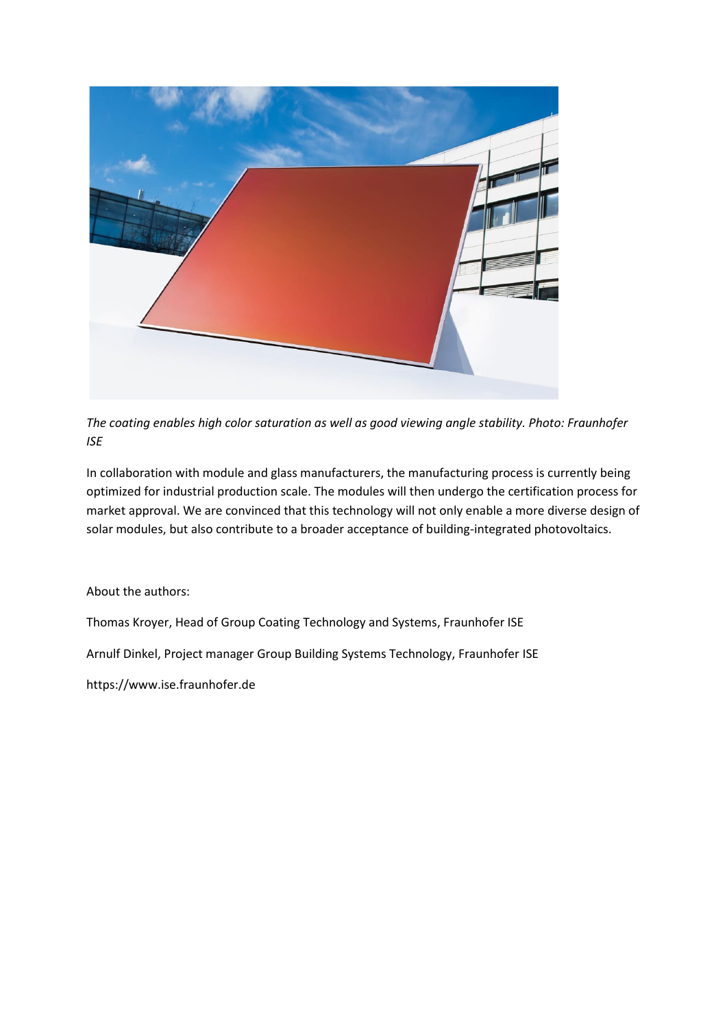*The coating enables high color saturation as well as good viewing angle stability. Photo: Fraunhofer ISE*

In collaboration with module and glass manufacturers, the manufacturing process is currently being optimized for industrial production scale. The modules will then undergo the certification process for market approval. We are convinced that this technology will not only enable a more diverse design of solar modules, but also contribute to a broader acceptance of building-integrated photovoltaics.

About the authors:

Thomas Kroyer, Head of Group Coating Technology and Systems, Fraunhofer ISE

Arnulf Dinkel, Project manager Group Building Systems Technology, Fraunhofer ISE

https://www.ise.fraunhofer.de